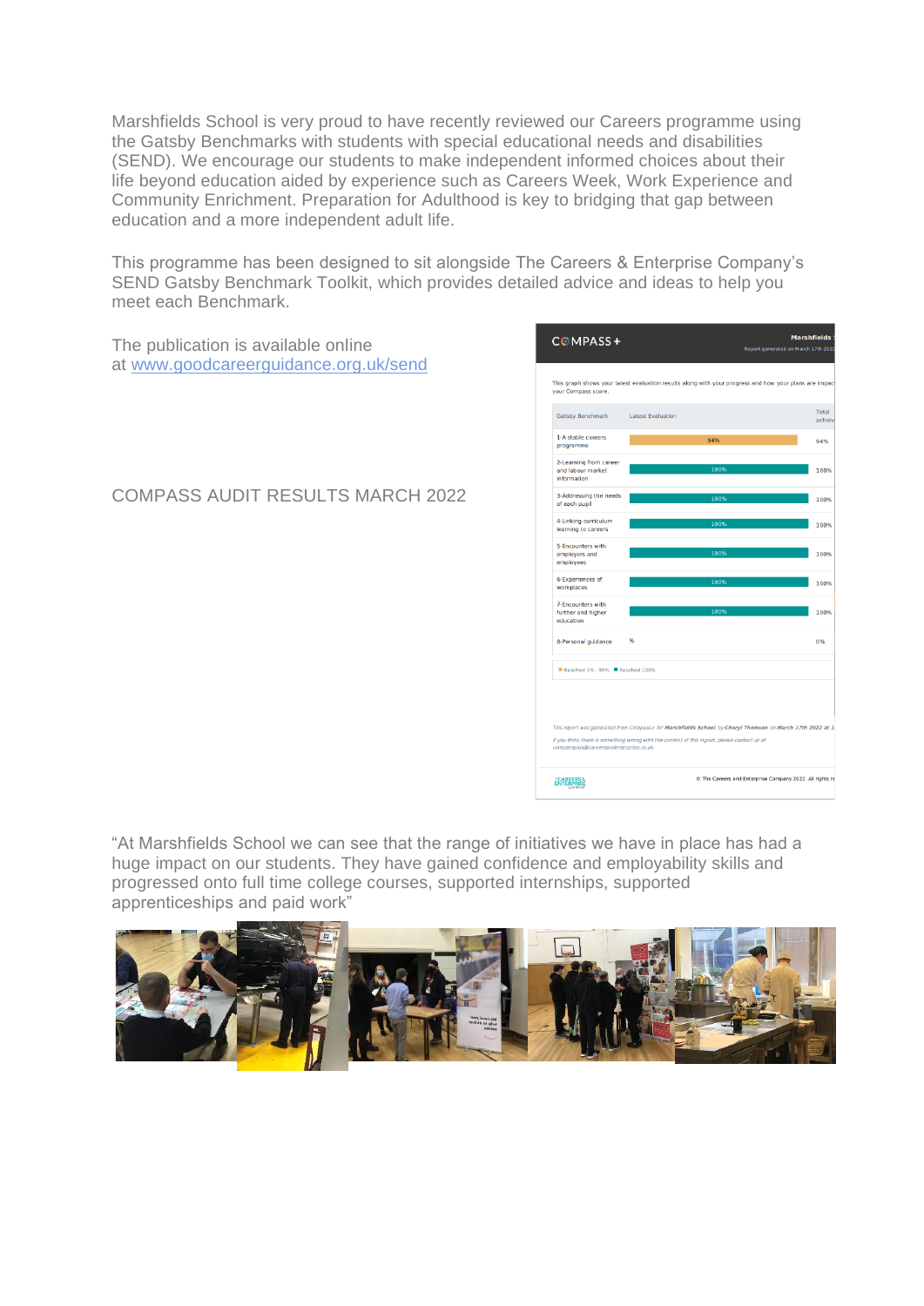Marshfields School is very proud to have recently reviewed our Careers programme using the Gatsby Benchmarks with students with special educational needs and disabilities (SEND). We encourage our students to make independent informed choices about their life beyond education aided by experience such as Careers Week, Work Experience and Community Enrichment. Preparation for Adulthood is key to bridging that gap between education and a more independent adult life.

This programme has been designed to sit alongside The Careers & Enterprise Company's SEND Gatsby Benchmark Toolkit, which provides detailed advice and ideas to help you meet each Benchmark.

The publication is available online at [www.goodcareerguidance.org.uk/send](http://www.goodcareerguidance.org.uk/send)

COMPASS AUDIT RESULTS MARCH 2022

COMPASS+

This graph shows your latest evaluation results along with your progress and how your plans are impac... your Compass score.

| Gatsby Benchmark | Latest Evaluation | Total achiev... |
|---|---|---|
| 1-A stable careers programme | 94% | 94% |
| 2-Learning from career and labour market information | 100% | 100% |
| 3-Addressing the needs of each pupil | 100% | 100% |
| 4-Linking curriculum learning to careers | 100% | 100% |
| 5-Encounters with employers and employees | 100% | 100% |
| 6-Experiences of workplaces | 100% | 100% |
| 7-Encounters with further and higher education | 100% | 100% |
| 8-Personal guidance | % | 0% |

Reached 1% - 99% · Reached 100%

This report was generated from Compass+ for Marshfields School by Cheryl Thomson on March 17th 2022

If you think there is something wrong with the content of this report, please contact us at compassplus@careersandenterprise.co.uk.

© The Careers and Enterprise Company 2022. All rights r...

"At Marshfields School we can see that the range of initiatives we have in place has had a huge impact on our students. They have gained confidence and employability skills and progressed onto full time college courses, supported internships, supported apprenticeships and paid work"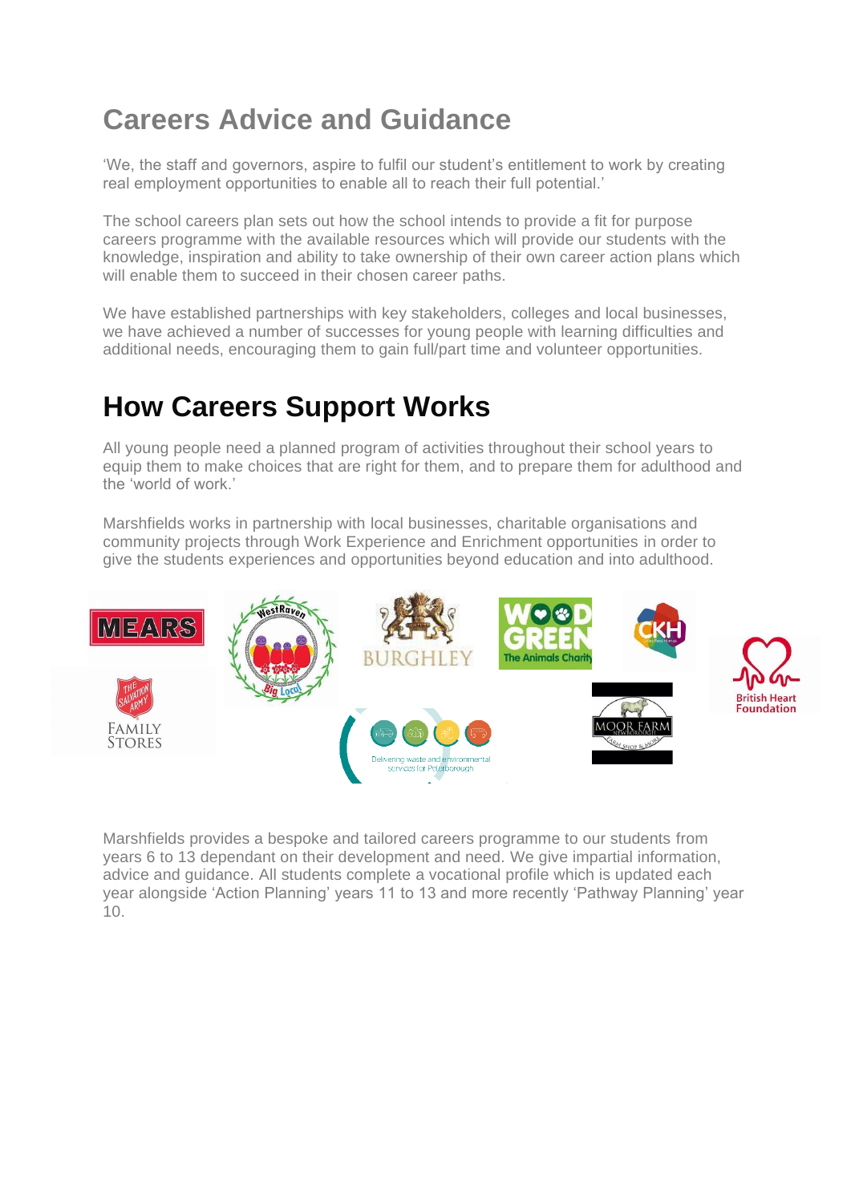# Careers Advice and Guidance

'We, the staff and governors, aspire to fulfil our student's entitlement to work by creating real employment opportunities to enable all to reach their full potential.'

The school careers plan sets out how the school intends to provide a fit for purpose careers programme with the available resources which will provide our students with the knowledge, inspiration and ability to take ownership of their own career action plans which will enable them to succeed in their chosen career paths.

We have established partnerships with key stakeholders, colleges and local businesses, we have achieved a number of successes for young people with learning difficulties and additional needs, encouraging them to gain full/part time and volunteer opportunities.

# How Careers Support Works

All young people need a planned program of activities throughout their school years to equip them to make choices that are right for them, and to prepare them for adulthood and the 'world of work.'

Marshfields works in partnership with local businesses, charitable organisations and community projects through Work Experience and Enrichment opportunities in order to give the students experiences and opportunities beyond education and into adulthood.

Marshfields provides a bespoke and tailored careers programme to our students from years 6 to 13 dependant on their development and need. We give impartial information, advice and guidance. All students complete a vocational profile which is updated each year alongside 'Action Planning' years 11 to 13 and more recently 'Pathway Planning' year 10.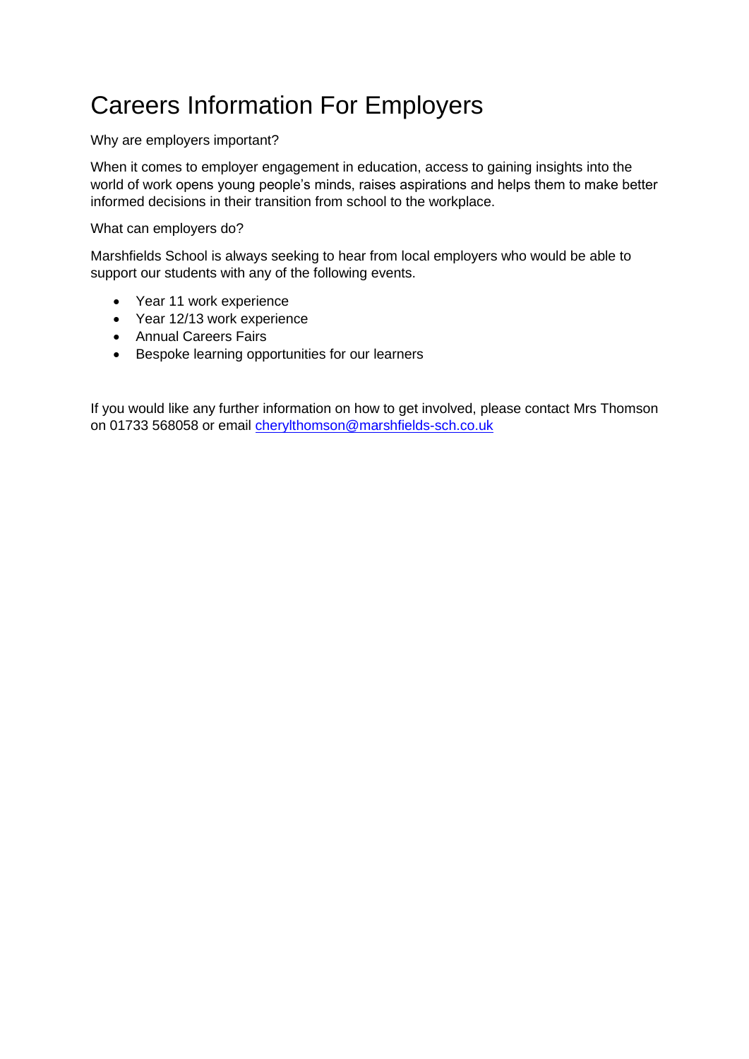# Careers Information For Employers

Why are employers important?

When it comes to employer engagement in education, access to gaining insights into the world of work opens young people's minds, raises aspirations and helps them to make better informed decisions in their transition from school to the workplace.

What can employers do?

Marshfields School is always seeking to hear from local employers who would be able to support our students with any of the following events.

- Year 11 work experience
- Year 12/13 work experience
- Annual Careers Fairs
- Bespoke learning opportunities for our learners

If you would like any further information on how to get involved, please contact Mrs Thomson on 01733 568058 or email cherylthomson@marshfields-sch.co.uk